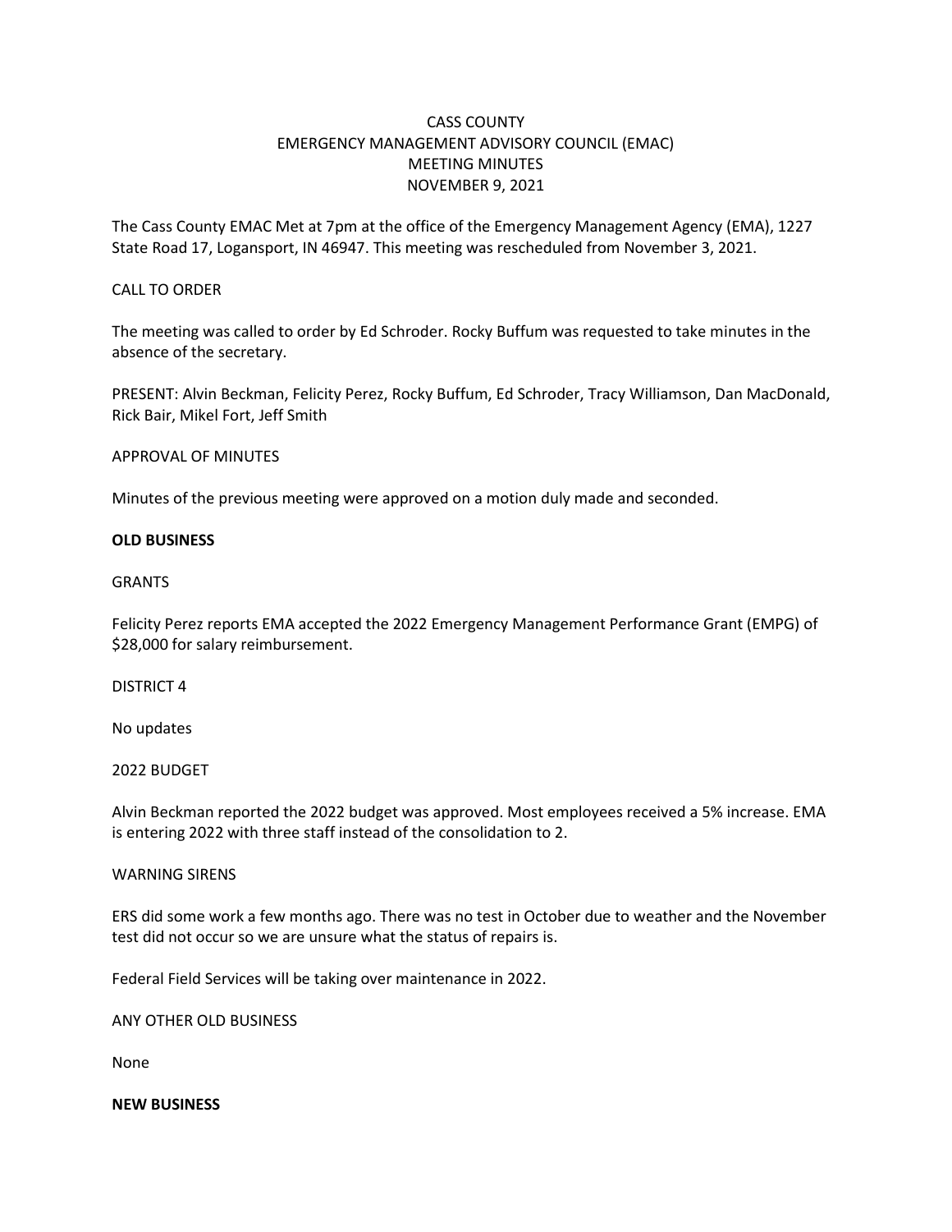# CASS COUNTY
# EMERGENCY MANAGEMENT ADVISORY COUNCIL (EMAC)
# MEETING MINUTES
# NOVEMBER 9, 2021

The Cass County EMAC Met at 7pm at the office of the Emergency Management Agency (EMA), 1227 State Road 17, Logansport, IN 46947. This meeting was rescheduled from November 3, 2021.

CALL TO ORDER

The meeting was called to order by Ed Schroder. Rocky Buffum was requested to take minutes in the absence of the secretary.

PRESENT: Alvin Beckman, Felicity Perez, Rocky Buffum, Ed Schroder, Tracy Williamson, Dan MacDonald, Rick Bair, Mikel Fort, Jeff Smith

APPROVAL OF MINUTES

Minutes of the previous meeting were approved on a motion duly made and seconded.

**OLD BUSINESS**

GRANTS

Felicity Perez reports EMA accepted the 2022 Emergency Management Performance Grant (EMPG) of $28,000 for salary reimbursement.

DISTRICT 4

No updates

2022 BUDGET

Alvin Beckman reported the 2022 budget was approved. Most employees received a 5% increase. EMA is entering 2022 with three staff instead of the consolidation to 2.

WARNING SIRENS

ERS did some work a few months ago. There was no test in October due to weather and the November test did not occur so we are unsure what the status of repairs is.

Federal Field Services will be taking over maintenance in 2022.

ANY OTHER OLD BUSINESS

None

**NEW BUSINESS**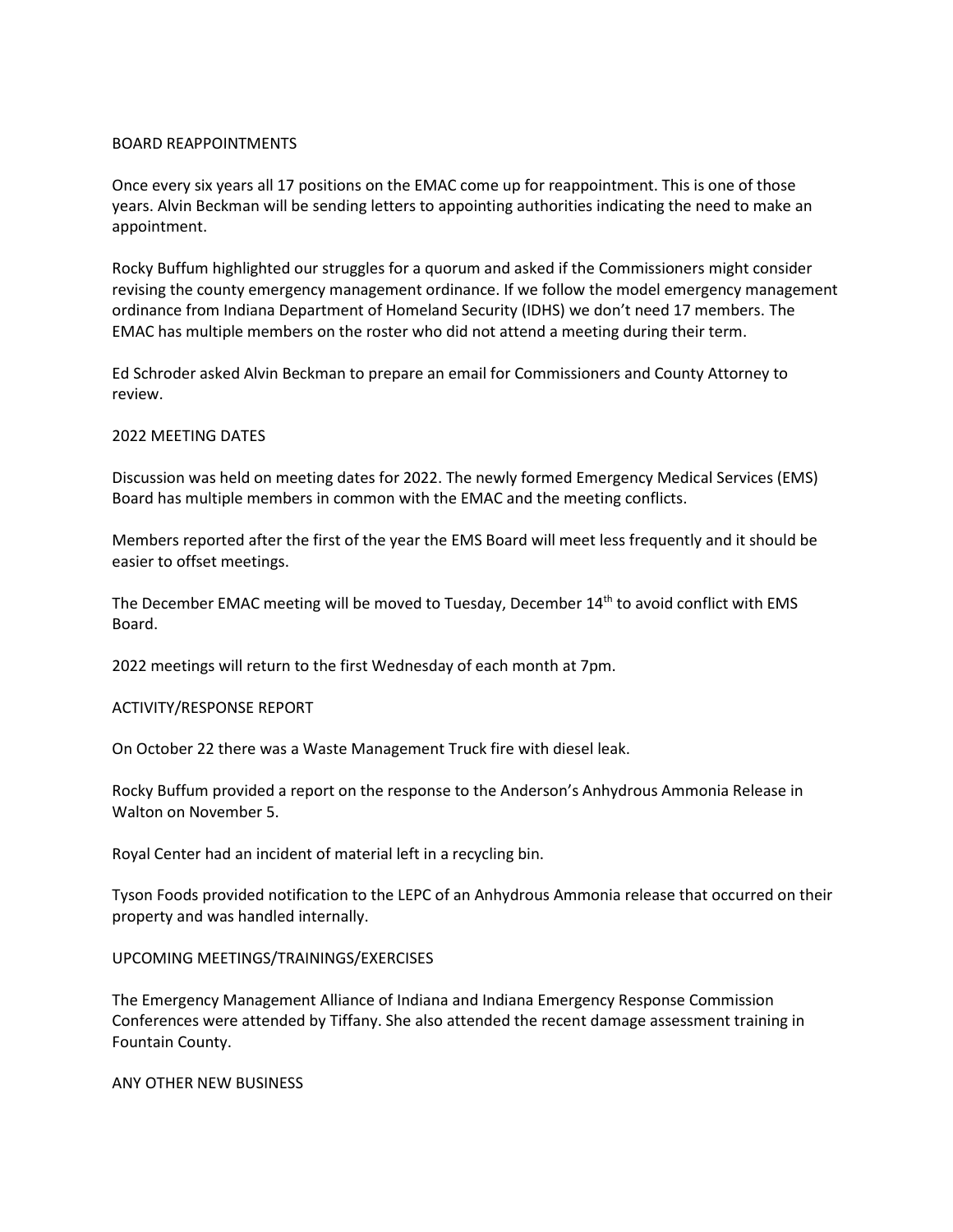## BOARD REAPPOINTMENTS

Once every six years all 17 positions on the EMAC come up for reappointment. This is one of those years. Alvin Beckman will be sending letters to appointing authorities indicating the need to make an appointment.

Rocky Buffum highlighted our struggles for a quorum and asked if the Commissioners might consider revising the county emergency management ordinance. If we follow the model emergency management ordinance from Indiana Department of Homeland Security (IDHS) we don't need 17 members. The EMAC has multiple members on the roster who did not attend a meeting during their term.

Ed Schroder asked Alvin Beckman to prepare an email for Commissioners and County Attorney to review.

## 2022 MEETING DATES

Discussion was held on meeting dates for 2022. The newly formed Emergency Medical Services (EMS) Board has multiple members in common with the EMAC and the meeting conflicts.

Members reported after the first of the year the EMS Board will meet less frequently and it should be easier to offset meetings.

The December EMAC meeting will be moved to Tuesday, December 14th to avoid conflict with EMS Board.

2022 meetings will return to the first Wednesday of each month at 7pm.

## ACTIVITY/RESPONSE REPORT

On October 22 there was a Waste Management Truck fire with diesel leak.

Rocky Buffum provided a report on the response to the Anderson's Anhydrous Ammonia Release in Walton on November 5.

Royal Center had an incident of material left in a recycling bin.

Tyson Foods provided notification to the LEPC of an Anhydrous Ammonia release that occurred on their property and was handled internally.

## UPCOMING MEETINGS/TRAININGS/EXERCISES

The Emergency Management Alliance of Indiana and Indiana Emergency Response Commission Conferences were attended by Tiffany. She also attended the recent damage assessment training in Fountain County.

## ANY OTHER NEW BUSINESS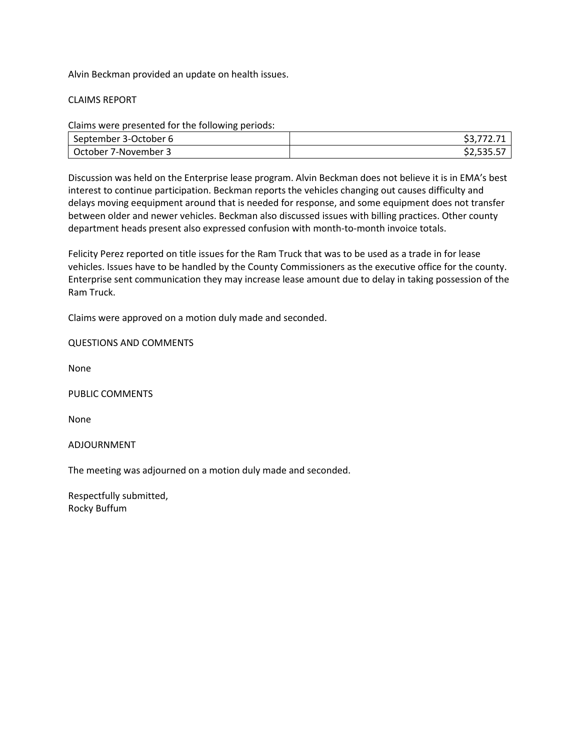Alvin Beckman provided an update on health issues.

CLAIMS REPORT

Claims were presented for the following periods:

| | |
|---|---|
| September 3-October 6 | $3,772.71 |
| October 7-November 3 | $2,535.57 |

Discussion was held on the Enterprise lease program. Alvin Beckman does not believe it is in EMA's best interest to continue participation. Beckman reports the vehicles changing out causes difficulty and delays moving eequipment around that is needed for response, and some equipment does not transfer between older and newer vehicles. Beckman also discussed issues with billing practices. Other county department heads present also expressed confusion with month-to-month invoice totals.

Felicity Perez reported on title issues for the Ram Truck that was to be used as a trade in for lease vehicles. Issues have to be handled by the County Commissioners as the executive office for the county. Enterprise sent communication they may increase lease amount due to delay in taking possession of the Ram Truck.

Claims were approved on a motion duly made and seconded.

QUESTIONS AND COMMENTS

None

PUBLIC COMMENTS

None

ADJOURNMENT

The meeting was adjourned on a motion duly made and seconded.

Respectfully submitted,
Rocky Buffum